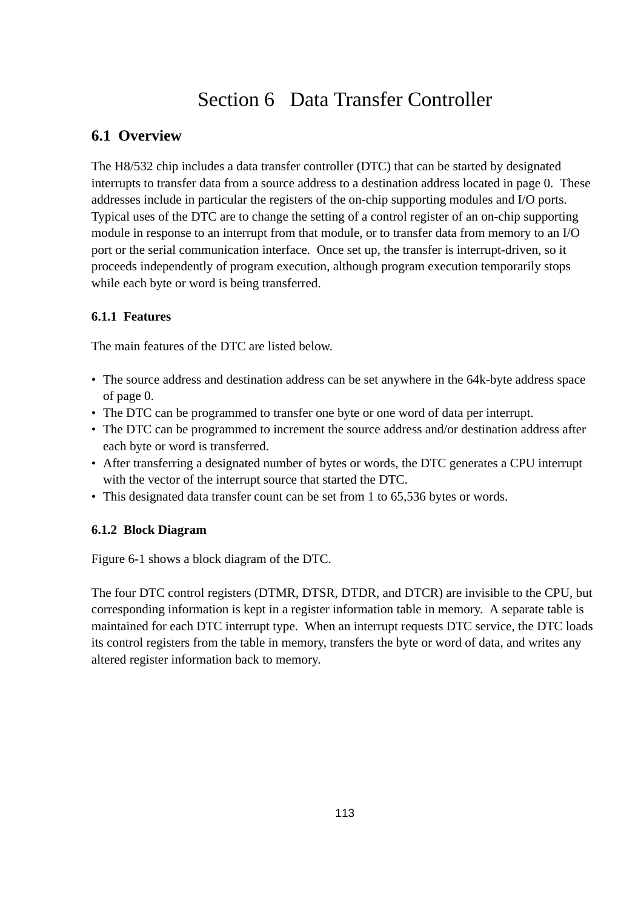# Section 6 Data Transfer Controller

## 6.1 Overview

The H8/532 chip includes a data transfer controller (DTC) that can be started by designated interrupts to transfer data from a source address to a destination address located in page 0. These addresses include in particular the registers of the on-chip supporting modules and I/O ports. Typical uses of the DTC are to change the setting of a control register of an on-chip supporting module in response to an interrupt from that module, or to transfer data from memory to an I/O port or the serial communication interface. Once set up, the transfer is interrupt-driven, so it proceeds independently of program execution, although program execution temporarily stops while each byte or word is being transferred.

### 6.1.1 Features

The main features of the DTC are listed below.

- The source address and destination address can be set anywhere in the 64k-byte address space of page 0.
- The DTC can be programmed to transfer one byte or one word of data per interrupt.
- The DTC can be programmed to increment the source address and/or destination address after each byte or word is transferred.
- After transferring a designated number of bytes or words, the DTC generates a CPU interrupt with the vector of the interrupt source that started the DTC.
- This designated data transfer count can be set from 1 to 65,536 bytes or words.

### 6.1.2 Block Diagram

Figure 6-1 shows a block diagram of the DTC.

The four DTC control registers (DTMR, DTSR, DTDR, and DTCR) are invisible to the CPU, but corresponding information is kept in a register information table in memory. A separate table is maintained for each DTC interrupt type. When an interrupt requests DTC service, the DTC loads its control registers from the table in memory, transfers the byte or word of data, and writes any altered register information back to memory.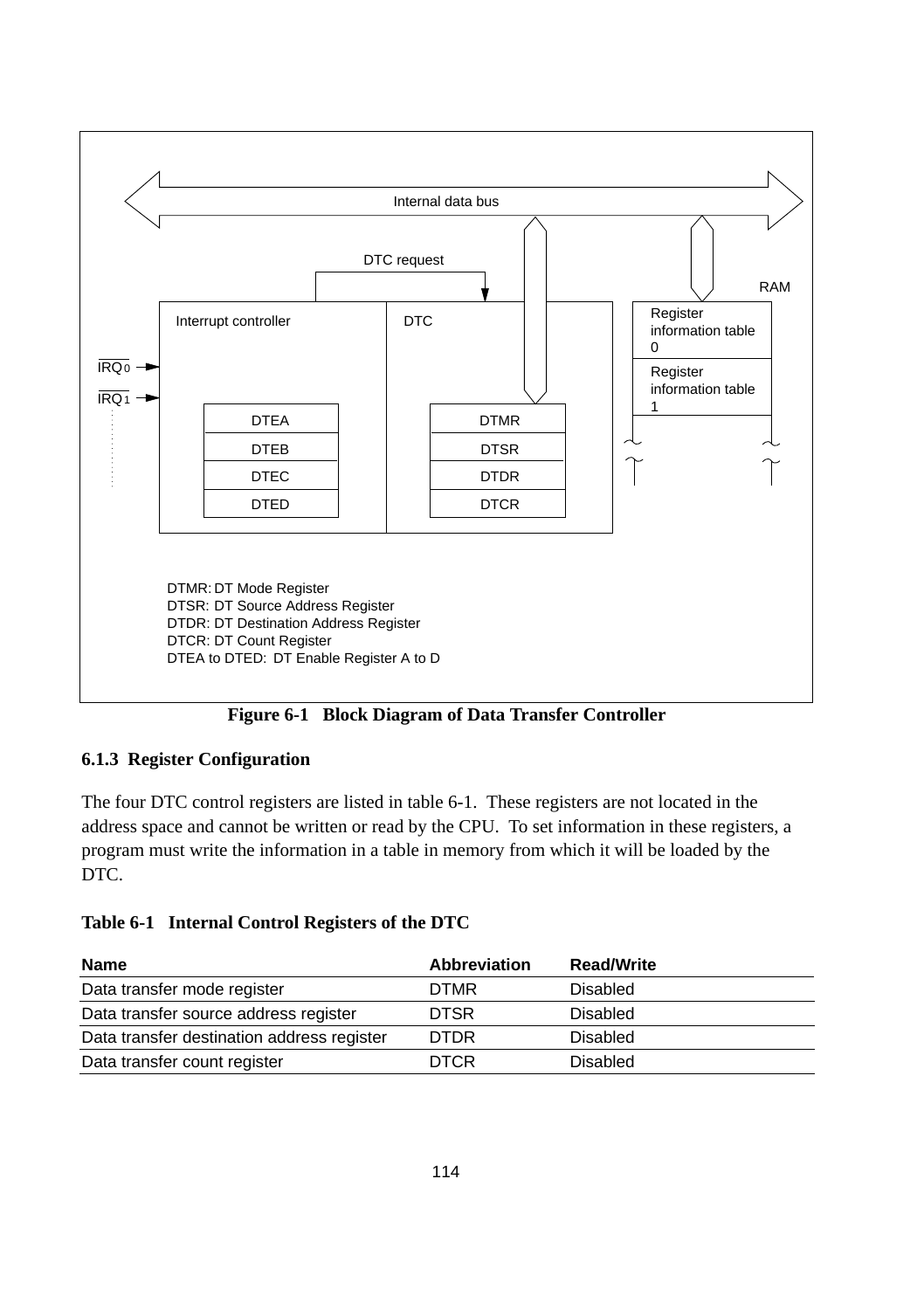Figure 6-1 Block Diagram of Data Transfer Controller

### 6.1.3 Register Configuration

The four DTC control registers are listed in table 6-1. These registers are not located in the address space and cannot be written or read by the CPU. To set information in these registers, a program must write the information in a table in memory from which it will be loaded by the DTC.

**Table 6-1 Internal Control Registers of the DTC**

| Name | Abbreviation | Read/Write |
|---|---|---|
| Data transfer mode register | DTMR | Disabled |
| Data transfer source address register | DTSR | Disabled |
| Data transfer destination address register | DTDR | Disabled |
| Data transfer count register | DTCR | Disabled |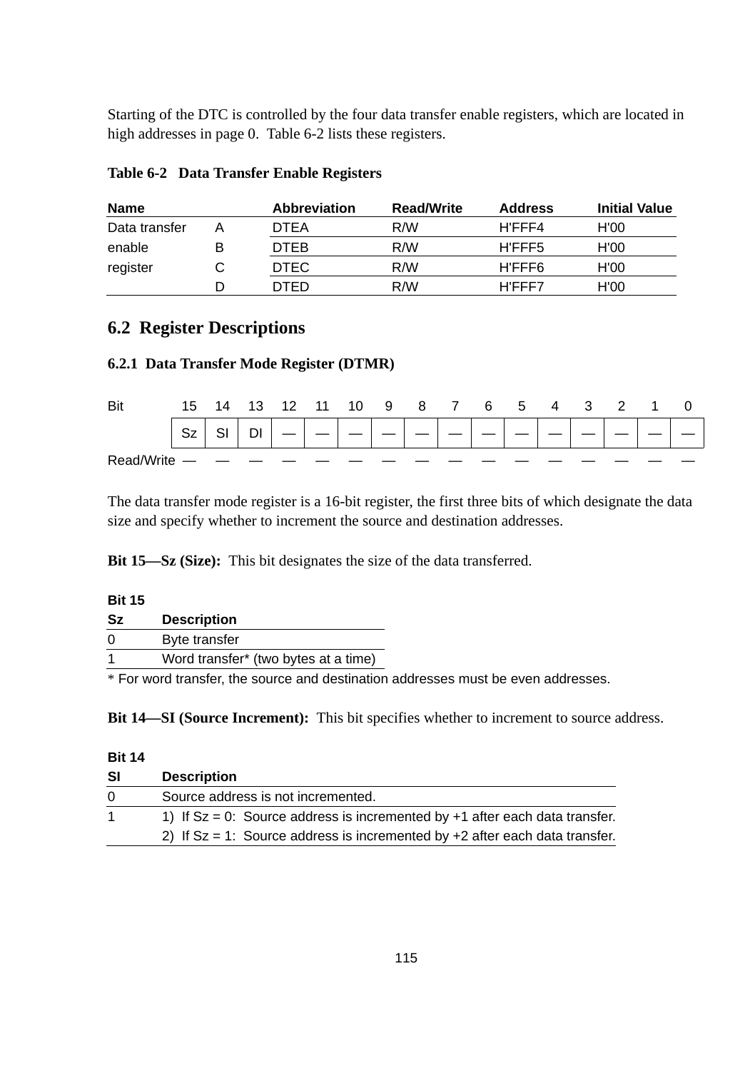Starting of the DTC is controlled by the four data transfer enable registers, which are located in high addresses in page 0. Table 6-2 lists these registers.

**Table 6-2 Data Transfer Enable Registers**

| Name | | Abbreviation | Read/Write | Address | Initial Value |
|---|---|---|---|---|---|
| Data transfer | A | DTEA | R/W | H'FFF4 | H'00 |
| enable | B | DTEB | R/W | H'FFF5 | H'00 |
| register | C | DTEC | R/W | H'FFF6 | H'00 |
| | D | DTED | R/W | H'FFF7 | H'00 |

## 6.2 Register Descriptions

### 6.2.1 Data Transfer Mode Register (DTMR)

| Bit | 15 | 14 | 13 | 12 | 11 | 10 | 9 | 8 | 7 | 6 | 5 | 4 | 3 | 2 | 1 | 0 |
|---|---|---|---|---|---|---|---|---|---|---|---|---|---|---|---|---|
| | Sz | SI | DI | — | — | — | — | — | — | — | — | — | — | — | — | — |
| Read/Write | — | — | — | — | — | — | — | — | — | — | — | — | — | — | — | — |

The data transfer mode register is a 16-bit register, the first three bits of which designate the data size and specify whether to increment the source and destination addresses.

**Bit 15—Sz (Size):** This bit designates the size of the data transferred.

| Bit 15<br>Sz | Description |
|---|---|
| 0 | Byte transfer |
| 1 | Word transfer* (two bytes at a time) |

* For word transfer, the source and destination addresses must be even addresses.

**Bit 14—SI (Source Increment):** This bit specifies whether to increment to source address.

| Bit 14<br>SI | Description |
|---|---|
| 0 | Source address is not incremented. |
| 1 | 1) If Sz = 0: Source address is incremented by +1 after each data transfer.<br>2) If Sz = 1: Source address is incremented by +2 after each data transfer. |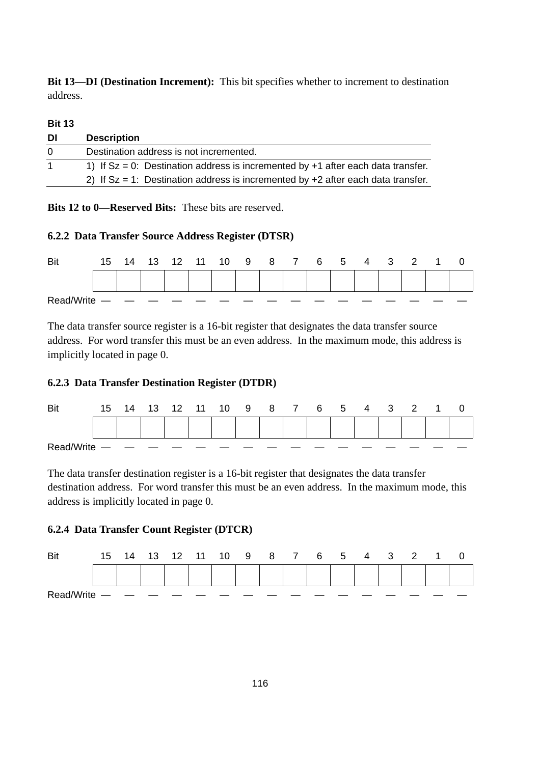**Bit 13—DI (Destination Increment):** This bit specifies whether to increment to destination address.

| Bit 13 DI | Description |
|---|---|
| 0 | Destination address is not incremented. |
| 1 | 1) If Sz = 0: Destination address is incremented by +1 after each data transfer. |
| | 2) If Sz = 1: Destination address is incremented by +2 after each data transfer. |

**Bits 12 to 0—Reserved Bits:** These bits are reserved.

### 6.2.2 Data Transfer Source Address Register (DTSR)

| Bit | 15 | 14 | 13 | 12 | 11 | 10 | 9 | 8 | 7 | 6 | 5 | 4 | 3 | 2 | 1 | 0 |
|---|---|---|---|---|---|---|---|---|---|---|---|---|---|---|---|---|
| | | | | | | | | | | | | | | | | |
| Read/Write | — | — | — | — | — | — | — | — | — | — | — | — | — | — | — | — |

The data transfer source register is a 16-bit register that designates the data transfer source address. For word transfer this must be an even address. In the maximum mode, this address is implicitly located in page 0.

### 6.2.3 Data Transfer Destination Register (DTDR)

| Bit | 15 | 14 | 13 | 12 | 11 | 10 | 9 | 8 | 7 | 6 | 5 | 4 | 3 | 2 | 1 | 0 |
|---|---|---|---|---|---|---|---|---|---|---|---|---|---|---|---|---|
| | | | | | | | | | | | | | | | | |
| Read/Write | — | — | — | — | — | — | — | — | — | — | — | — | — | — | — | — |

The data transfer destination register is a 16-bit register that designates the data transfer destination address. For word transfer this must be an even address. In the maximum mode, this address is implicitly located in page 0.

### 6.2.4 Data Transfer Count Register (DTCR)

| Bit | 15 | 14 | 13 | 12 | 11 | 10 | 9 | 8 | 7 | 6 | 5 | 4 | 3 | 2 | 1 | 0 |
|---|---|---|---|---|---|---|---|---|---|---|---|---|---|---|---|---|
| | | | | | | | | | | | | | | | | |
| Read/Write | — | — | — | — | — | — | — | — | — | — | — | — | — | — | — | — |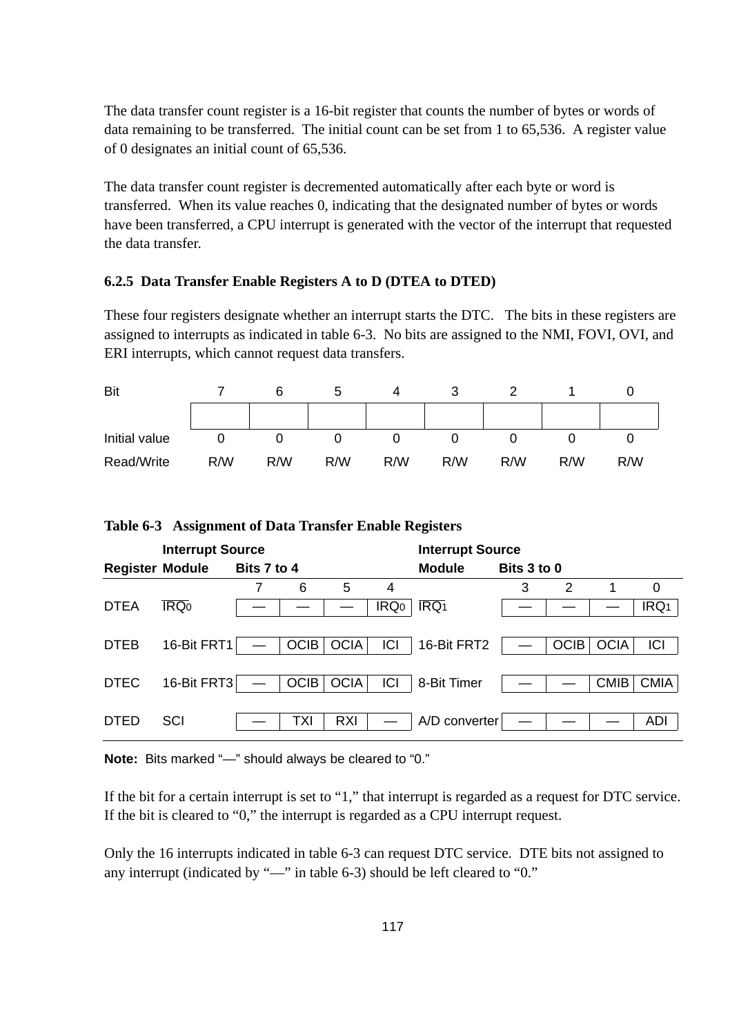The data transfer count register is a 16-bit register that counts the number of bytes or words of data remaining to be transferred. The initial count can be set from 1 to 65,536. A register value of 0 designates an initial count of 65,536.

The data transfer count register is decremented automatically after each byte or word is transferred. When its value reaches 0, indicating that the designated number of bytes or words have been transferred, a CPU interrupt is generated with the vector of the interrupt that requested the data transfer.

### 6.2.5 Data Transfer Enable Registers A to D (DTEA to DTED)

These four registers designate whether an interrupt starts the DTC. The bits in these registers are assigned to interrupts as indicated in table 6-3. No bits are assigned to the NMI, FOVI, OVI, and ERI interrupts, which cannot request data transfers.

| Bit | 7 | 6 | 5 | 4 | 3 | 2 | 1 | 0 |
|---|---|---|---|---|---|---|---|---|
| | | | | | | | | |
| Initial value | 0 | 0 | 0 | 0 | 0 | 0 | 0 | 0 |
| Read/Write | R/W | R/W | R/W | R/W | R/W | R/W | R/W | R/W |

**Table 6-3 Assignment of Data Transfer Enable Registers**

| | Interrupt Source | | | | | Interrupt Source | | | | |
|---|---|---|---|---|---|---|---|---|---|---|
| Register | Module | Bits 7 to 4 | | | | Module | Bits 3 to 0 | | | |
| | | 7 | 6 | 5 | 4 | | 3 | 2 | 1 | 0 |
| DTEA | $\overline{IRQ_0}$ | — | — | — | $IRQ_0$ | $\overline{IRQ_1}$ | — | — | — | $IRQ_1$ |
| DTEB | 16-Bit FRT1 | — | OCIB | OCIA | ICI | 16-Bit FRT2 | — | OCIB | OCIA | ICI |
| DTEC | 16-Bit FRT3 | — | OCIB | OCIA | ICI | 8-Bit Timer | — | — | CMIB | CMIA |
| DTED | SCI | — | TXI | RXI | — | A/D converter | — | — | — | ADI |

**Note:** Bits marked "—" should always be cleared to "0."

If the bit for a certain interrupt is set to "1," that interrupt is regarded as a request for DTC service. If the bit is cleared to "0," the interrupt is regarded as a CPU interrupt request.

Only the 16 interrupts indicated in table 6-3 can request DTC service. DTE bits not assigned to any interrupt (indicated by "—" in table 6-3) should be left cleared to "0."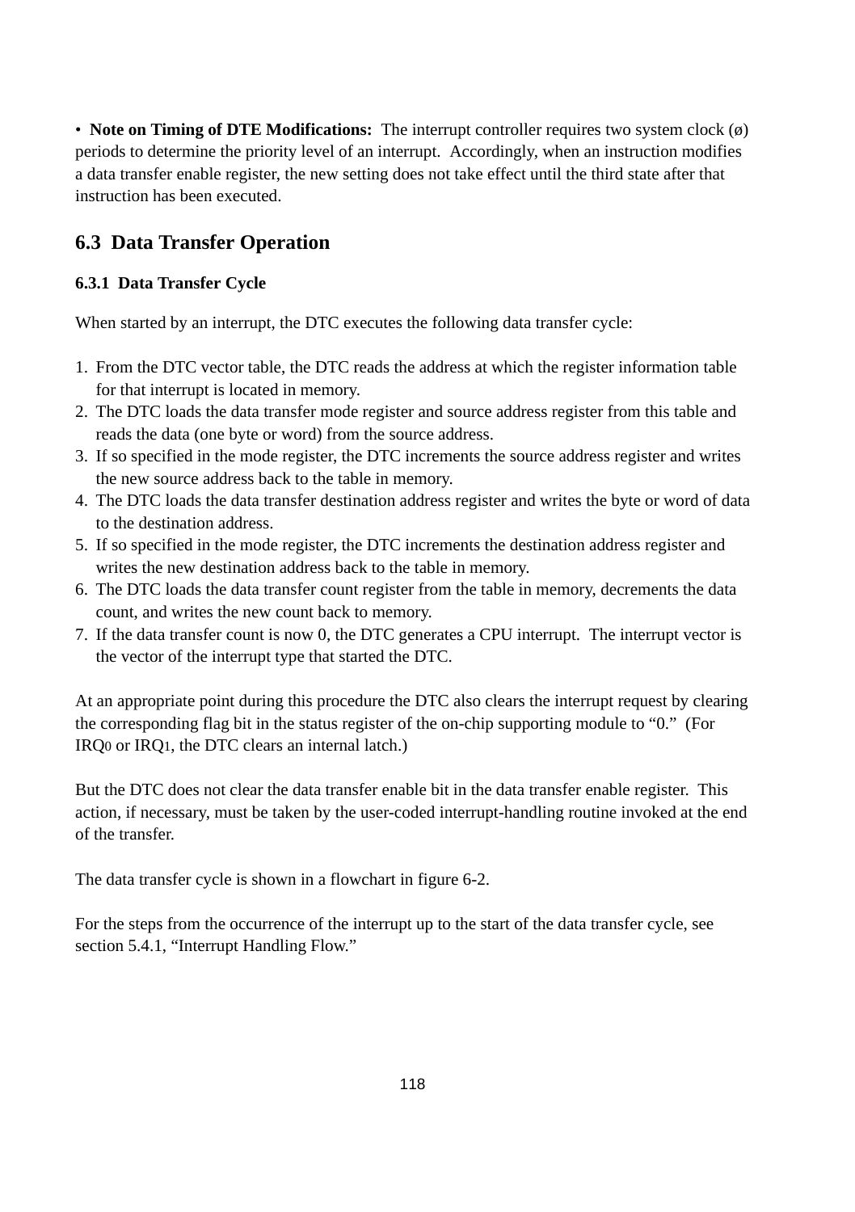- **Note on Timing of DTE Modifications:** The interrupt controller requires two system clock (ø) periods to determine the priority level of an interrupt. Accordingly, when an instruction modifies a data transfer enable register, the new setting does not take effect until the third state after that instruction has been executed.

## 6.3 Data Transfer Operation

### 6.3.1 Data Transfer Cycle

When started by an interrupt, the DTC executes the following data transfer cycle:

1. From the DTC vector table, the DTC reads the address at which the register information table for that interrupt is located in memory.
2. The DTC loads the data transfer mode register and source address register from this table and reads the data (one byte or word) from the source address.
3. If so specified in the mode register, the DTC increments the source address register and writes the new source address back to the table in memory.
4. The DTC loads the data transfer destination address register and writes the byte or word of data to the destination address.
5. If so specified in the mode register, the DTC increments the destination address register and writes the new destination address back to the table in memory.
6. The DTC loads the data transfer count register from the table in memory, decrements the data count, and writes the new count back to memory.
7. If the data transfer count is now 0, the DTC generates a CPU interrupt. The interrupt vector is the vector of the interrupt type that started the DTC.

At an appropriate point during this procedure the DTC also clears the interrupt request by clearing the corresponding flag bit in the status register of the on-chip supporting module to "0." (For $IRQ_0$ or $IRQ_1$, the DTC clears an internal latch.)

But the DTC does not clear the data transfer enable bit in the data transfer enable register. This action, if necessary, must be taken by the user-coded interrupt-handling routine invoked at the end of the transfer.

The data transfer cycle is shown in a flowchart in figure 6-2.

For the steps from the occurrence of the interrupt up to the start of the data transfer cycle, see section 5.4.1, "Interrupt Handling Flow."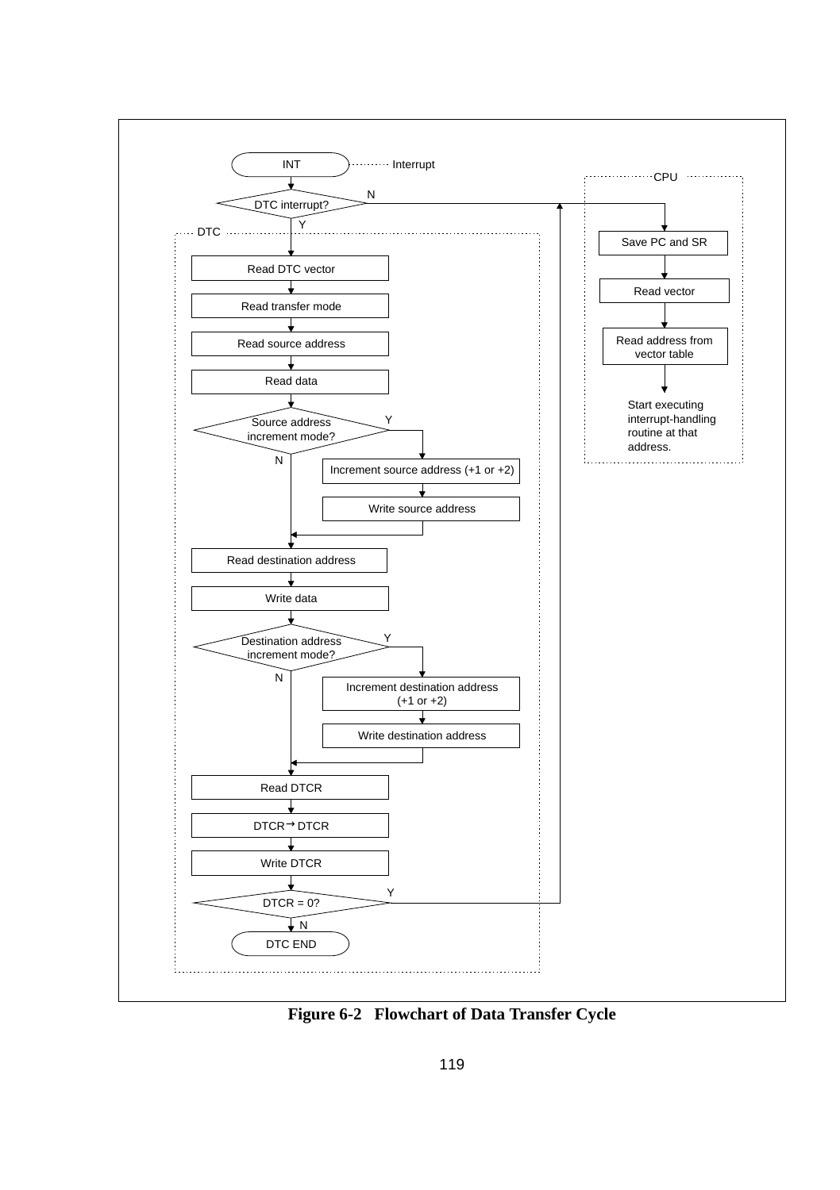INT ········ Interrupt

DTC interrupt? — N → (CPU)

Y ↓

**DTC**

- Read DTC vector
- Read transfer mode
- Read source address
- Read data
- Source address increment mode?
  - Y: Increment source address (+1 or +2) → Write source address
  - N
- Read destination address
- Write data
- Destination address increment mode?
  - Y: Increment destination address (+1 or +2) → Write destination address
  - N
- Read DTCR
- DTCR → DTCR
- Write DTCR
- DTCR = 0?
  - Y → (CPU)
  - N → DTC END

**CPU**

- Save PC and SR
- Read vector
- Read address from vector table
- Start executing interrupt-handling routine at that address.

**Figure 6-2 Flowchart of Data Transfer Cycle**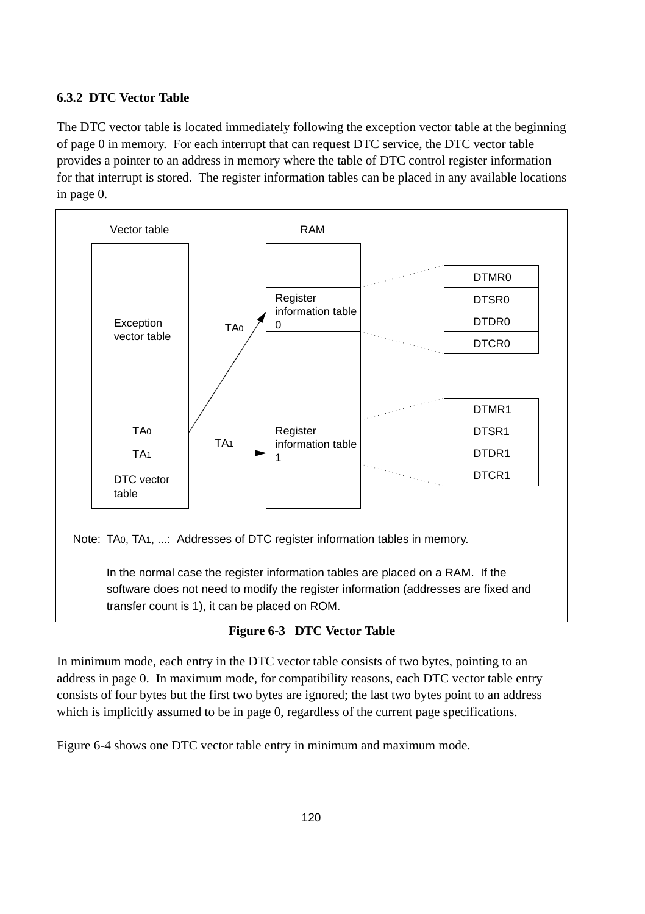### 6.3.2 DTC Vector Table

The DTC vector table is located immediately following the exception vector table at the beginning of page 0 in memory. For each interrupt that can request DTC service, the DTC vector table provides a pointer to an address in memory where the table of DTC control register information for that interrupt is stored. The register information tables can be placed in any available locations in page 0.

Vector table | RAM

Exception vector table

$TA_0$

$TA_1$

DTC vector table

Register information table 0: DTMR0, DTSR0, DTDR0, DTCR0

Register information table 1: DTMR1, DTSR1, DTDR1, DTCR1

Note: $TA_0$, $TA_1$, ...: Addresses of DTC register information tables in memory.

In the normal case the register information tables are placed on a RAM. If the software does not need to modify the register information (addresses are fixed and transfer count is 1), it can be placed on ROM.

**Figure 6-3 DTC Vector Table**

In minimum mode, each entry in the DTC vector table consists of two bytes, pointing to an address in page 0. In maximum mode, for compatibility reasons, each DTC vector table entry consists of four bytes but the first two bytes are ignored; the last two bytes point to an address which is implicitly assumed to be in page 0, regardless of the current page specifications.

Figure 6-4 shows one DTC vector table entry in minimum and maximum mode.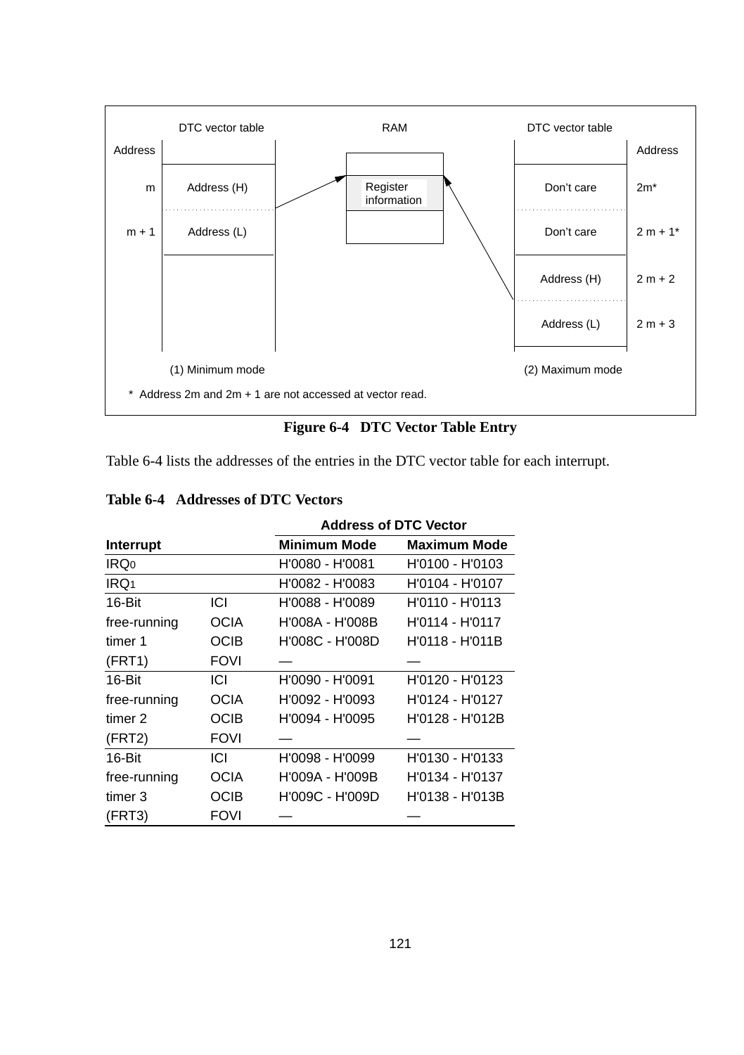| Address | DTC vector table | RAM | DTC vector table | Address |
|---|---|---|---|---|
| m | Address (H) | Register information | Don't care | 2m* |
| m + 1 | Address (L) | | Don't care | 2 m + 1* |
| | | | Address (H) | 2 m + 2 |
| | | | Address (L) | 2 m + 3 |
| | (1) Minimum mode | | (2) Maximum mode | |

* Address 2m and 2m + 1 are not accessed at vector read.

**Figure 6-4 DTC Vector Table Entry**

Table 6-4 lists the addresses of the entries in the DTC vector table for each interrupt.

**Table 6-4 Addresses of DTC Vectors**

| Interrupt | | Address of DTC Vector | |
|---|---|---|---|
| | | **Minimum Mode** | **Maximum Mode** |
| IRQ0 | | H'0080 - H'0081 | H'0100 - H'0103 |
| IRQ1 | | H'0082 - H'0083 | H'0104 - H'0107 |
| 16-Bit free-running timer 1 (FRT1) | ICI | H'0088 - H'0089 | H'0110 - H'0113 |
| | OCIA | H'008A - H'008B | H'0114 - H'0117 |
| | OCIB | H'008C - H'008D | H'0118 - H'011B |
| | FOVI | — | — |
| 16-Bit free-running timer 2 (FRT2) | ICI | H'0090 - H'0091 | H'0120 - H'0123 |
| | OCIA | H'0092 - H'0093 | H'0124 - H'0127 |
| | OCIB | H'0094 - H'0095 | H'0128 - H'012B |
| | FOVI | — | — |
| 16-Bit free-running timer 3 (FRT3) | ICI | H'0098 - H'0099 | H'0130 - H'0133 |
| | OCIA | H'009A - H'009B | H'0134 - H'0137 |
| | OCIB | H'009C - H'009D | H'0138 - H'013B |
| | FOVI | — | — |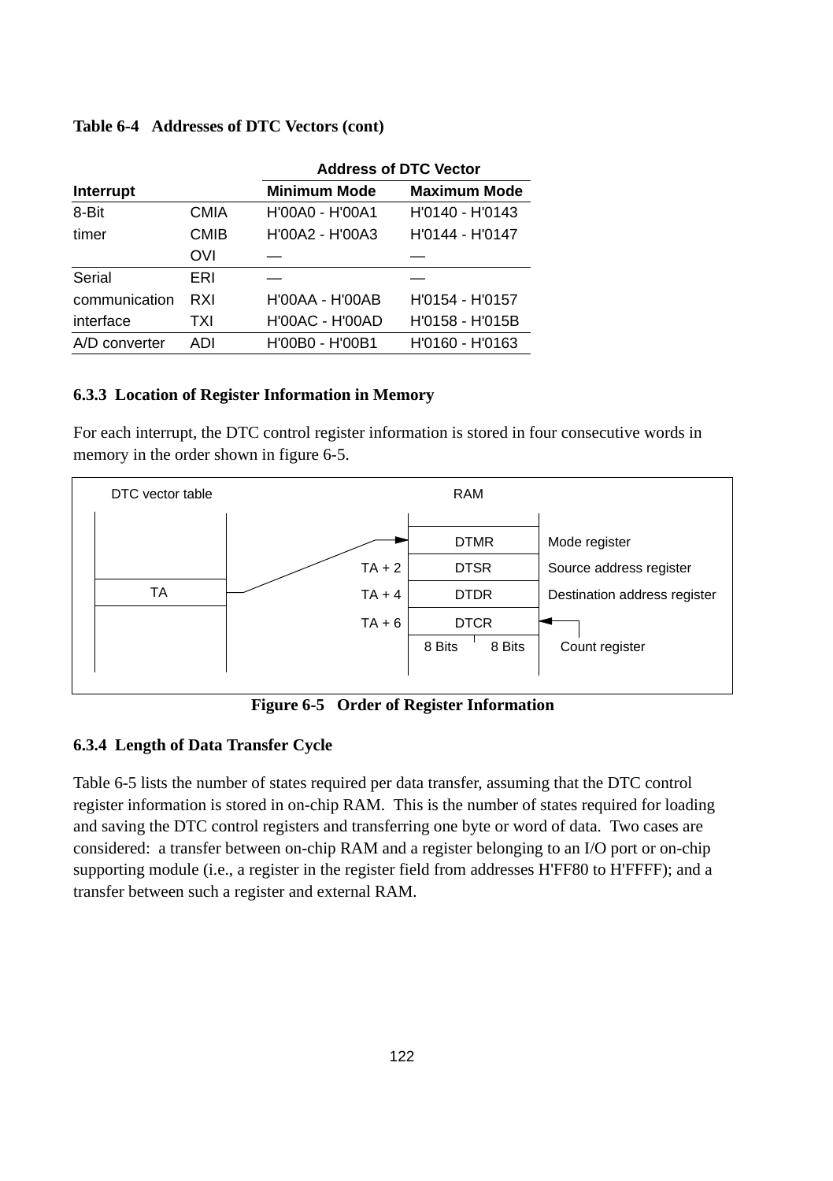**Table 6-4 Addresses of DTC Vectors (cont)**

| Interrupt | | Address of DTC Vector | |
|---|---|---|---|
| | | Minimum Mode | Maximum Mode |
| 8-Bit timer | CMIA | H'00A0 - H'00A1 | H'0140 - H'0143 |
| | CMIB | H'00A2 - H'00A3 | H'0144 - H'0147 |
| | OVI | — | — |
| Serial communication interface | ERI | — | — |
| | RXI | H'00AA - H'00AB | H'0154 - H'0157 |
| | TXI | H'00AC - H'00AD | H'0158 - H'015B |
| A/D converter | ADI | H'00B0 - H'00B1 | H'0160 - H'0163 |

### 6.3.3 Location of Register Information in Memory

For each interrupt, the DTC control register information is stored in four consecutive words in memory in the order shown in figure 6-5.

| DTC vector table | | RAM | |
|---|---|---|---|
| TA → | | DTMR | Mode register |
| | TA + 2 | DTSR | Source address register |
| | TA + 4 | DTDR | Destination address register |
| | TA + 6 | DTCR | ← Count register (8 Bits, 8 Bits) |

**Figure 6-5 Order of Register Information**

### 6.3.4 Length of Data Transfer Cycle

Table 6-5 lists the number of states required per data transfer, assuming that the DTC control register information is stored in on-chip RAM. This is the number of states required for loading and saving the DTC control registers and transferring one byte or word of data. Two cases are considered: a transfer between on-chip RAM and a register belonging to an I/O port or on-chip supporting module (i.e., a register in the register field from addresses H'FF80 to H'FFFF); and a transfer between such a register and external RAM.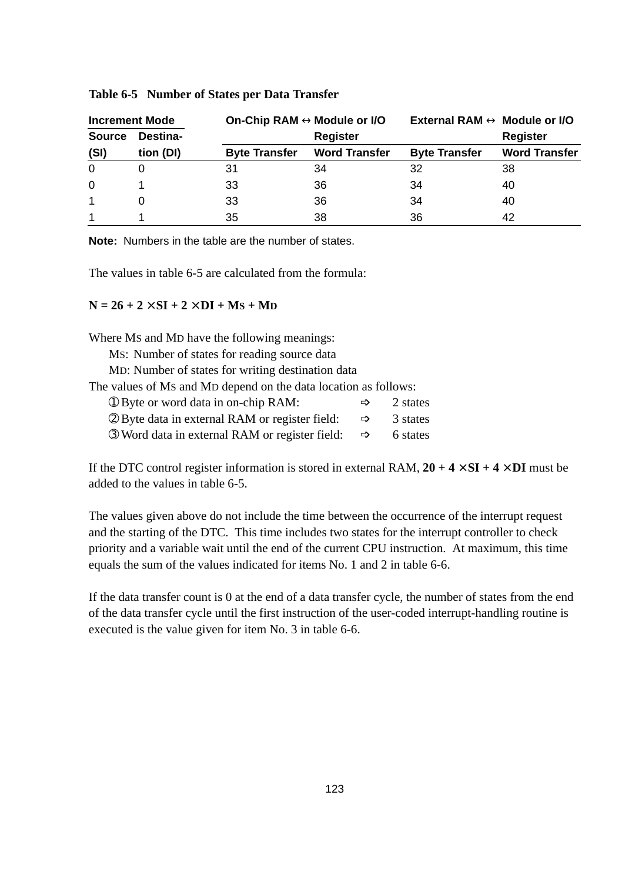**Table 6-5 Number of States per Data Transfer**

| Increment Mode | | On-Chip RAM ↔ Module or I/O Register | | External RAM ↔ Module or I/O Register | |
|---|---|---|---|---|---|
| Source (SI) | Destination (DI) | Byte Transfer | Word Transfer | Byte Transfer | Word Transfer |
| 0 | 0 | 31 | 34 | 32 | 38 |
| 0 | 1 | 33 | 36 | 34 | 40 |
| 1 | 0 | 33 | 36 | 34 | 40 |
| 1 | 1 | 35 | 38 | 36 | 42 |

**Note:** Numbers in the table are the number of states.

The values in table 6-5 are calculated from the formula:

$$N = 26 + 2 \times SI + 2 \times DI + M_S + M_D$$

Where $M_S$ and $M_D$ have the following meanings:

- $M_S$: Number of states for reading source data
- $M_D$: Number of states for writing destination data

The values of $M_S$ and $M_D$ depend on the data location as follows:

- ① Byte or word data in on-chip RAM: ⇨ 2 states
- ② Byte data in external RAM or register field: ⇨ 3 states
- ③ Word data in external RAM or register field: ⇨ 6 states

If the DTC control register information is stored in external RAM, $\mathbf{20 + 4 \times SI + 4 \times DI}$ must be added to the values in table 6-5.

The values given above do not include the time between the occurrence of the interrupt request and the starting of the DTC. This time includes two states for the interrupt controller to check priority and a variable wait until the end of the current CPU instruction. At maximum, this time equals the sum of the values indicated for items No. 1 and 2 in table 6-6.

If the data transfer count is 0 at the end of a data transfer cycle, the number of states from the end of the data transfer cycle until the first instruction of the user-coded interrupt-handling routine is executed is the value given for item No. 3 in table 6-6.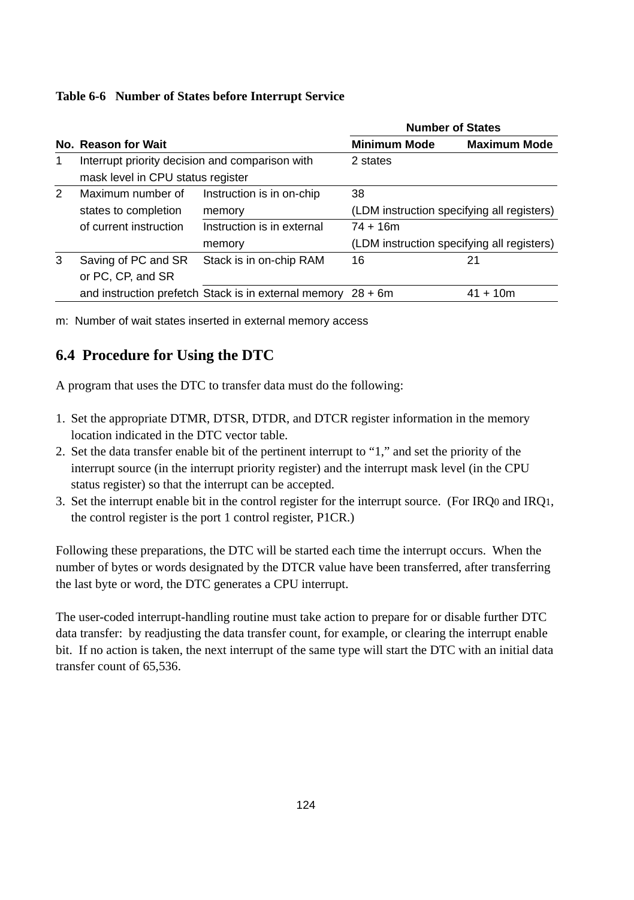**Table 6-6 Number of States before Interrupt Service**

| No. | Reason for Wait | | Number of States: Minimum Mode | Number of States: Maximum Mode |
|---|---|---|---|---|
| 1 | Interrupt priority decision and comparison with mask level in CPU status register | | 2 states | |
| 2 | Maximum number of states to completion of current instruction | Instruction is in on-chip memory | 38 (LDM instruction specifying all registers) | |
| | | Instruction is in external memory | 74 + 16m (LDM instruction specifying all registers) | |
| 3 | Saving of PC and SR or PC, CP, and SR and instruction prefetch | Stack is in on-chip RAM | 16 | 21 |
| | | Stack is in external memory | 28 + 6m | 41 + 10m |

m: Number of wait states inserted in external memory access

## 6.4 Procedure for Using the DTC

A program that uses the DTC to transfer data must do the following:

1. Set the appropriate DTMR, DTSR, DTDR, and DTCR register information in the memory location indicated in the DTC vector table.
2. Set the data transfer enable bit of the pertinent interrupt to "1," and set the priority of the interrupt source (in the interrupt priority register) and the interrupt mask level (in the CPU status register) so that the interrupt can be accepted.
3. Set the interrupt enable bit in the control register for the interrupt source. (For $IRQ_0$ and $IRQ_1$, the control register is the port 1 control register, P1CR.)

Following these preparations, the DTC will be started each time the interrupt occurs. When the number of bytes or words designated by the DTCR value have been transferred, after transferring the last byte or word, the DTC generates a CPU interrupt.

The user-coded interrupt-handling routine must take action to prepare for or disable further DTC data transfer: by readjusting the data transfer count, for example, or clearing the interrupt enable bit. If no action is taken, the next interrupt of the same type will start the DTC with an initial data transfer count of 65,536.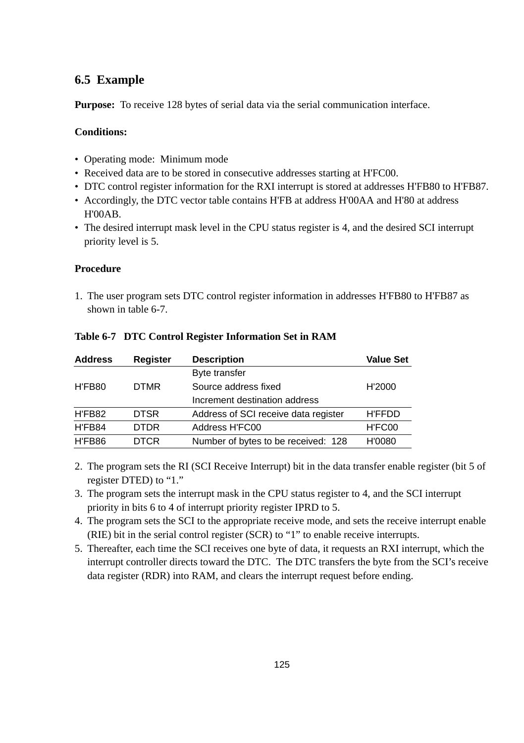## 6.5 Example

**Purpose:** To receive 128 bytes of serial data via the serial communication interface.

**Conditions:**

- Operating mode: Minimum mode
- Received data are to be stored in consecutive addresses starting at H'FC00.
- DTC control register information for the RXI interrupt is stored at addresses H'FB80 to H'FB87.
- Accordingly, the DTC vector table contains H'FB at address H'00AA and H'80 at address H'00AB.
- The desired interrupt mask level in the CPU status register is 4, and the desired SCI interrupt priority level is 5.

**Procedure**

1. The user program sets DTC control register information in addresses H'FB80 to H'FB87 as shown in table 6-7.

**Table 6-7 DTC Control Register Information Set in RAM**

| Address | Register | Description | Value Set |
|---|---|---|---|
| H'FB80 | DTMR | Byte transfer<br>Source address fixed<br>Increment destination address | H'2000 |
| H'FB82 | DTSR | Address of SCI receive data register | H'FFDD |
| H'FB84 | DTDR | Address H'FC00 | H'FC00 |
| H'FB86 | DTCR | Number of bytes to be received: 128 | H'0080 |

2. The program sets the RI (SCI Receive Interrupt) bit in the data transfer enable register (bit 5 of register DTED) to “1.”
3. The program sets the interrupt mask in the CPU status register to 4, and the SCI interrupt priority in bits 6 to 4 of interrupt priority register IPRD to 5.
4. The program sets the SCI to the appropriate receive mode, and sets the receive interrupt enable (RIE) bit in the serial control register (SCR) to “1” to enable receive interrupts.
5. Thereafter, each time the SCI receives one byte of data, it requests an RXI interrupt, which the interrupt controller directs toward the DTC. The DTC transfers the byte from the SCI’s receive data register (RDR) into RAM, and clears the interrupt request before ending.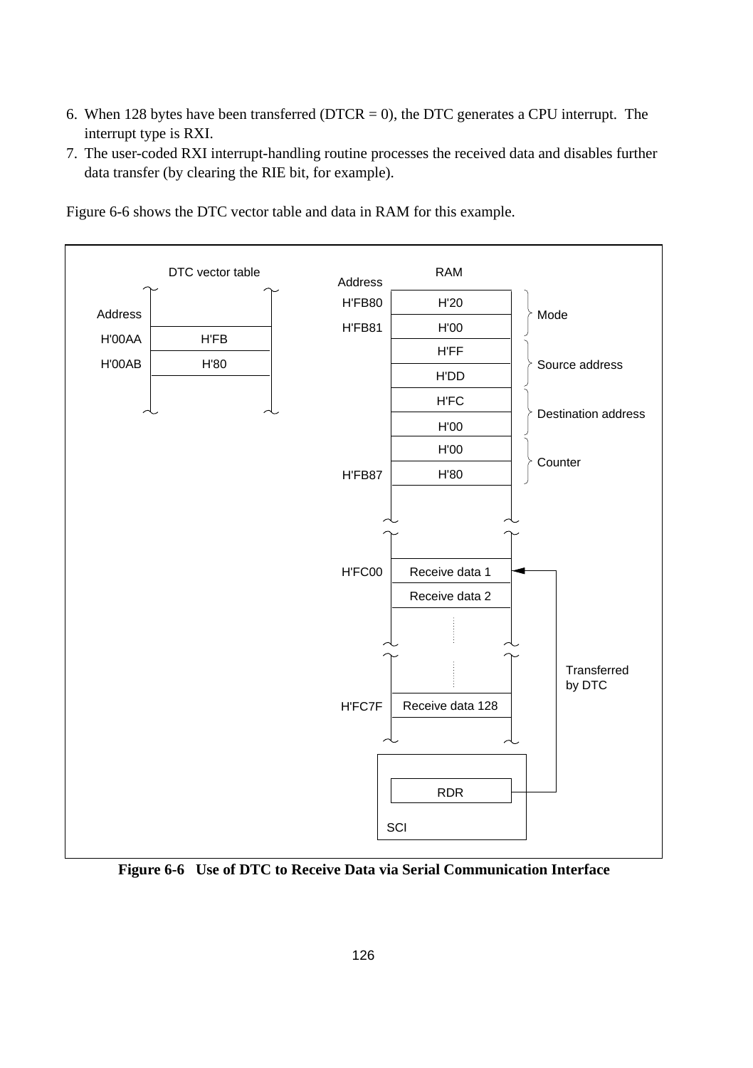6. When 128 bytes have been transferred (DTCR = 0), the DTC generates a CPU interrupt. The interrupt type is RXI.
7. The user-coded RXI interrupt-handling routine processes the received data and disables further data transfer (by clearing the RIE bit, for example).

Figure 6-6 shows the DTC vector table and data in RAM for this example.

DTC vector table

| Address | |
|---|---|
| H'00AA | H'FB |
| H'00AB | H'80 |

RAM

| Address | | |
|---|---|---|
| H'FB80 | H'20 | Mode |
| H'FB81 | H'00 | |
| | H'FF | Source address |
| | H'DD | |
| | H'FC | Destination address |
| | H'00 | |
| | H'00 | Counter |
| H'FB87 | H'80 | |

| Address | |
|---|---|
| H'FC00 | Receive data 1 |
| | Receive data 2 |
| | ⋮ |
| H'FC7F | Receive data 128 |

SCI

RDR

Transferred by DTC

**Figure 6-6 Use of DTC to Receive Data via Serial Communication Interface**